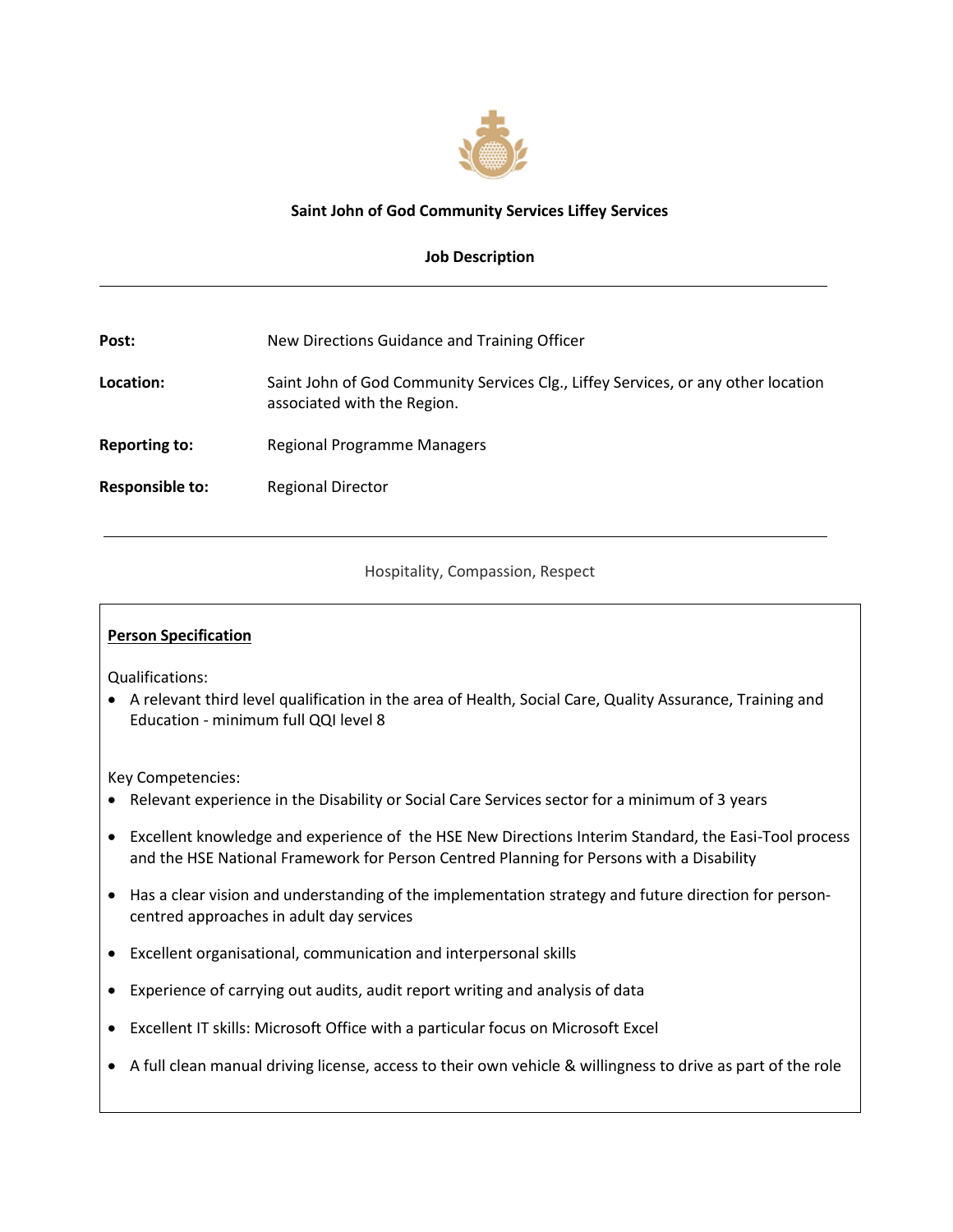**Saint John of God Community Services Liffey Services**

**Job Description**

---

| | |
|---|---|
| **Post:** | New Directions Guidance and Training Officer |
| **Location:** | Saint John of God Community Services Clg., Liffey Services, or any other location associated with the Region. |
| **Reporting to:** | Regional Programme Managers |
| **Responsible to:** | Regional Director |

---

Hospitality, Compassion, Respect

**Person Specification**

Qualifications:

- A relevant third level qualification in the area of Health, Social Care, Quality Assurance, Training and Education - minimum full QQI level 8

Key Competencies:

- Relevant experience in the Disability or Social Care Services sector for a minimum of 3 years
- Excellent knowledge and experience of the HSE New Directions Interim Standard, the Easi-Tool process and the HSE National Framework for Person Centred Planning for Persons with a Disability
- Has a clear vision and understanding of the implementation strategy and future direction for person-centred approaches in adult day services
- Excellent organisational, communication and interpersonal skills
- Experience of carrying out audits, audit report writing and analysis of data
- Excellent IT skills: Microsoft Office with a particular focus on Microsoft Excel
- A full clean manual driving license, access to their own vehicle & willingness to drive as part of the role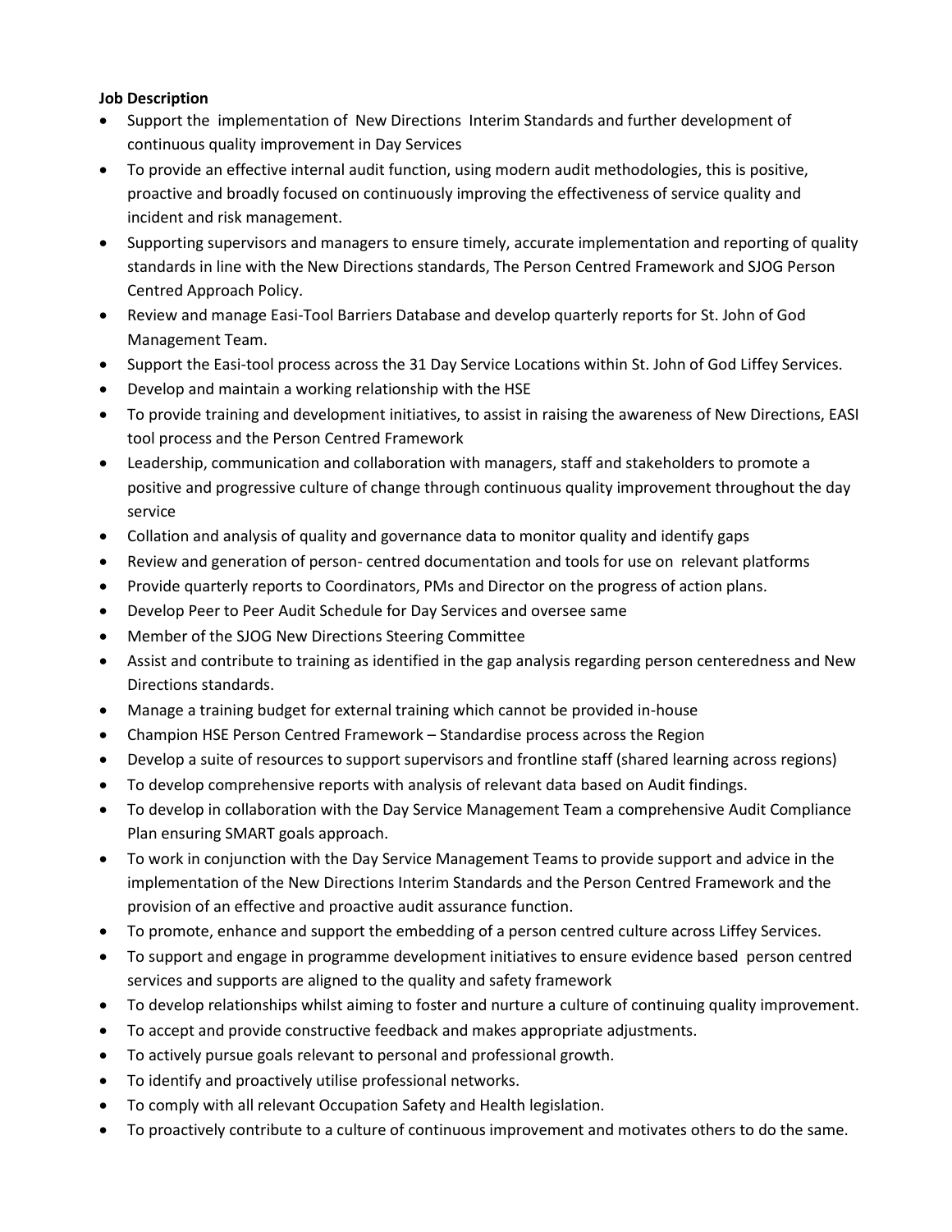**Job Description**

- Support the implementation of New Directions Interim Standards and further development of continuous quality improvement in Day Services
- To provide an effective internal audit function, using modern audit methodologies, this is positive, proactive and broadly focused on continuously improving the effectiveness of service quality and incident and risk management.
- Supporting supervisors and managers to ensure timely, accurate implementation and reporting of quality standards in line with the New Directions standards, The Person Centred Framework and SJOG Person Centred Approach Policy.
- Review and manage Easi-Tool Barriers Database and develop quarterly reports for St. John of God Management Team.
- Support the Easi-tool process across the 31 Day Service Locations within St. John of God Liffey Services.
- Develop and maintain a working relationship with the HSE
- To provide training and development initiatives, to assist in raising the awareness of New Directions, EASI tool process and the Person Centred Framework
- Leadership, communication and collaboration with managers, staff and stakeholders to promote a positive and progressive culture of change through continuous quality improvement throughout the day service
- Collation and analysis of quality and governance data to monitor quality and identify gaps
- Review and generation of person- centred documentation and tools for use on relevant platforms
- Provide quarterly reports to Coordinators, PMs and Director on the progress of action plans.
- Develop Peer to Peer Audit Schedule for Day Services and oversee same
- Member of the SJOG New Directions Steering Committee
- Assist and contribute to training as identified in the gap analysis regarding person centeredness and New Directions standards.
- Manage a training budget for external training which cannot be provided in-house
- Champion HSE Person Centred Framework – Standardise process across the Region
- Develop a suite of resources to support supervisors and frontline staff (shared learning across regions)
- To develop comprehensive reports with analysis of relevant data based on Audit findings.
- To develop in collaboration with the Day Service Management Team a comprehensive Audit Compliance Plan ensuring SMART goals approach.
- To work in conjunction with the Day Service Management Teams to provide support and advice in the implementation of the New Directions Interim Standards and the Person Centred Framework and the provision of an effective and proactive audit assurance function.
- To promote, enhance and support the embedding of a person centred culture across Liffey Services.
- To support and engage in programme development initiatives to ensure evidence based person centred services and supports are aligned to the quality and safety framework
- To develop relationships whilst aiming to foster and nurture a culture of continuing quality improvement.
- To accept and provide constructive feedback and makes appropriate adjustments.
- To actively pursue goals relevant to personal and professional growth.
- To identify and proactively utilise professional networks.
- To comply with all relevant Occupation Safety and Health legislation.
- To proactively contribute to a culture of continuous improvement and motivates others to do the same.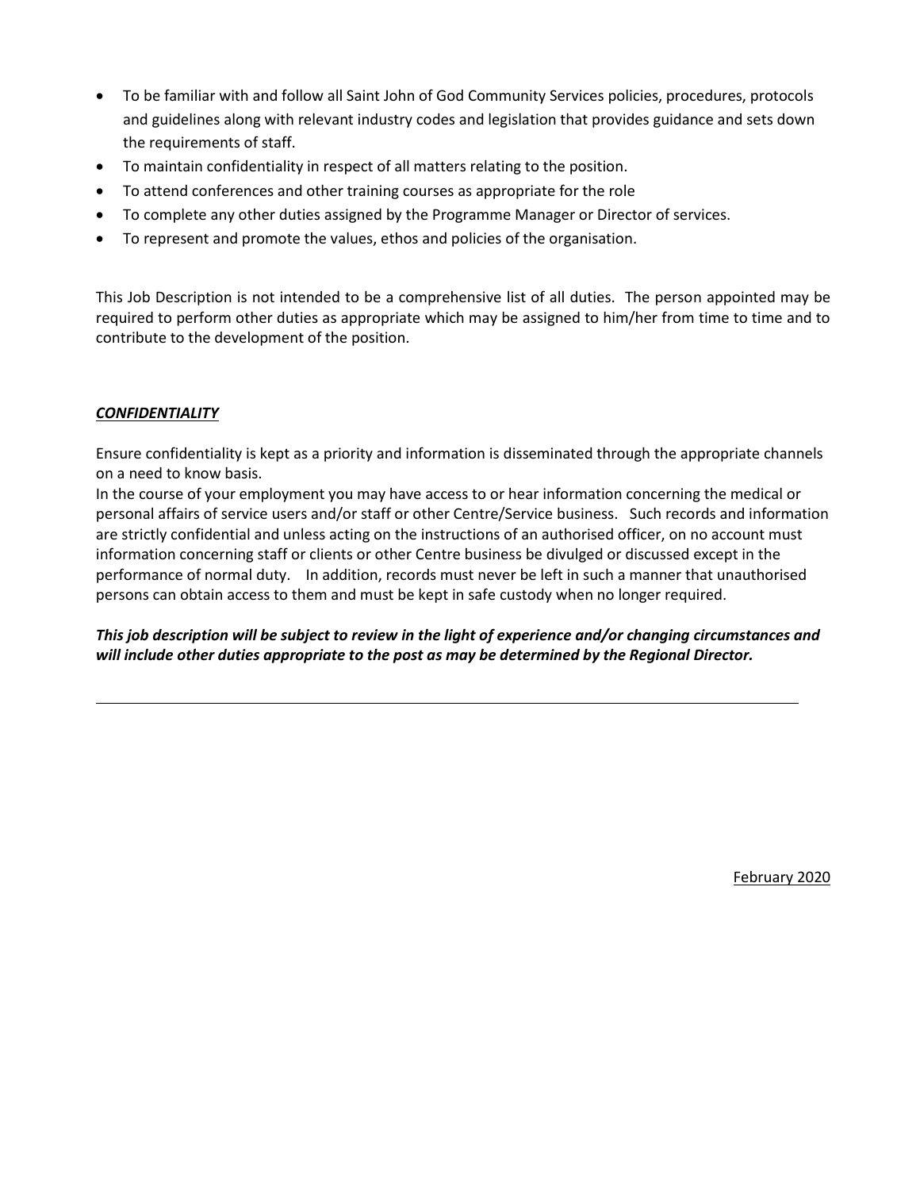- To be familiar with and follow all Saint John of God Community Services policies, procedures, protocols and guidelines along with relevant industry codes and legislation that provides guidance and sets down the requirements of staff.
- To maintain confidentiality in respect of all matters relating to the position.
- To attend conferences and other training courses as appropriate for the role
- To complete any other duties assigned by the Programme Manager or Director of services.
- To represent and promote the values, ethos and policies of the organisation.

This Job Description is not intended to be a comprehensive list of all duties. The person appointed may be required to perform other duties as appropriate which may be assigned to him/her from time to time and to contribute to the development of the position.

***CONFIDENTIALITY***

Ensure confidentiality is kept as a priority and information is disseminated through the appropriate channels on a need to know basis.

In the course of your employment you may have access to or hear information concerning the medical or personal affairs of service users and/or staff or other Centre/Service business. Such records and information are strictly confidential and unless acting on the instructions of an authorised officer, on no account must information concerning staff or clients or other Centre business be divulged or discussed except in the performance of normal duty. In addition, records must never be left in such a manner that unauthorised persons can obtain access to them and must be kept in safe custody when no longer required.

***This job description will be subject to review in the light of experience and/or changing circumstances and will include other duties appropriate to the post as may be determined by the Regional Director.***

---

February 2020